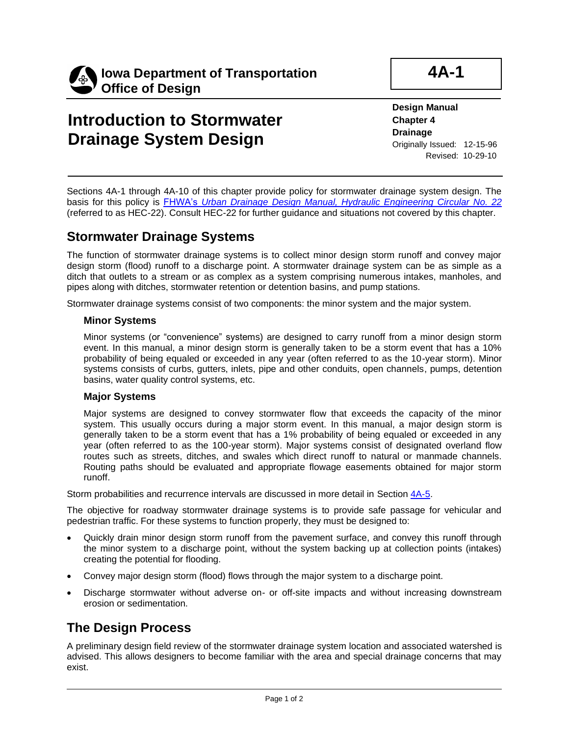**Iowa Department of Transportation**
**Office of Design**

# 4A-1

# Introduction to Stormwater Drainage System Design

**Design Manual**
**Chapter 4**
**Drainage**
Originally Issued: 12-15-96
Revised: 10-29-10

Sections 4A-1 through 4A-10 of this chapter provide policy for stormwater drainage system design. The basis for this policy is FHWA's *Urban Drainage Design Manual, Hydraulic Engineering Circular No. 22* (referred to as HEC-22). Consult HEC-22 for further guidance and situations not covered by this chapter.

## Stormwater Drainage Systems

The function of stormwater drainage systems is to collect minor design storm runoff and convey major design storm (flood) runoff to a discharge point. A stormwater drainage system can be as simple as a ditch that outlets to a stream or as complex as a system comprising numerous intakes, manholes, and pipes along with ditches, stormwater retention or detention basins, and pump stations.

Stormwater drainage systems consist of two components: the minor system and the major system.

### Minor Systems

Minor systems (or "convenience" systems) are designed to carry runoff from a minor design storm event. In this manual, a minor design storm is generally taken to be a storm event that has a 10% probability of being equaled or exceeded in any year (often referred to as the 10-year storm). Minor systems consists of curbs, gutters, inlets, pipe and other conduits, open channels, pumps, detention basins, water quality control systems, etc.

### Major Systems

Major systems are designed to convey stormwater flow that exceeds the capacity of the minor system. This usually occurs during a major storm event. In this manual, a major design storm is generally taken to be a storm event that has a 1% probability of being equaled or exceeded in any year (often referred to as the 100-year storm). Major systems consist of designated overland flow routes such as streets, ditches, and swales which direct runoff to natural or manmade channels. Routing paths should be evaluated and appropriate flowage easements obtained for major storm runoff.

Storm probabilities and recurrence intervals are discussed in more detail in Section 4A-5.

The objective for roadway stormwater drainage systems is to provide safe passage for vehicular and pedestrian traffic. For these systems to function properly, they must be designed to:

- Quickly drain minor design storm runoff from the pavement surface, and convey this runoff through the minor system to a discharge point, without the system backing up at collection points (intakes) creating the potential for flooding.
- Convey major design storm (flood) flows through the major system to a discharge point.
- Discharge stormwater without adverse on- or off-site impacts and without increasing downstream erosion or sedimentation.

## The Design Process

A preliminary design field review of the stormwater drainage system location and associated watershed is advised. This allows designers to become familiar with the area and special drainage concerns that may exist.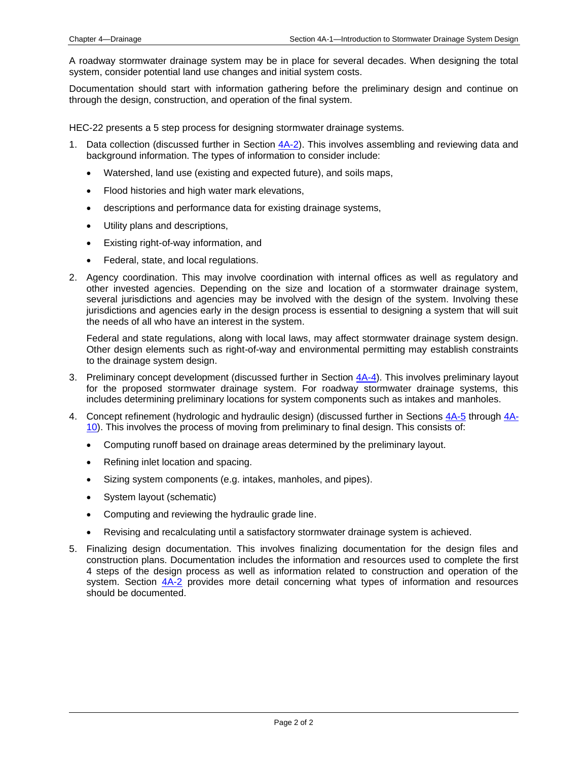A roadway stormwater drainage system may be in place for several decades. When designing the total system, consider potential land use changes and initial system costs.

Documentation should start with information gathering before the preliminary design and continue on through the design, construction, and operation of the final system.

HEC-22 presents a 5 step process for designing stormwater drainage systems.

1. Data collection (discussed further in Section 4A-2). This involves assembling and reviewing data and background information. The types of information to consider include:
   - Watershed, land use (existing and expected future), and soils maps,
   - Flood histories and high water mark elevations,
   - descriptions and performance data for existing drainage systems,
   - Utility plans and descriptions,
   - Existing right-of-way information, and
   - Federal, state, and local regulations.

2. Agency coordination. This may involve coordination with internal offices as well as regulatory and other invested agencies. Depending on the size and location of a stormwater drainage system, several jurisdictions and agencies may be involved with the design of the system. Involving these jurisdictions and agencies early in the design process is essential to designing a system that will suit the needs of all who have an interest in the system.

   Federal and state regulations, along with local laws, may affect stormwater drainage system design. Other design elements such as right-of-way and environmental permitting may establish constraints to the drainage system design.

3. Preliminary concept development (discussed further in Section 4A-4). This involves preliminary layout for the proposed stormwater drainage system. For roadway stormwater drainage systems, this includes determining preliminary locations for system components such as intakes and manholes.

4. Concept refinement (hydrologic and hydraulic design) (discussed further in Sections 4A-5 through 4A-10). This involves the process of moving from preliminary to final design. This consists of:
   - Computing runoff based on drainage areas determined by the preliminary layout.
   - Refining inlet location and spacing.
   - Sizing system components (e.g. intakes, manholes, and pipes).
   - System layout (schematic)
   - Computing and reviewing the hydraulic grade line.
   - Revising and recalculating until a satisfactory stormwater drainage system is achieved.

5. Finalizing design documentation. This involves finalizing documentation for the design files and construction plans. Documentation includes the information and resources used to complete the first 4 steps of the design process as well as information related to construction and operation of the system. Section 4A-2 provides more detail concerning what types of information and resources should be documented.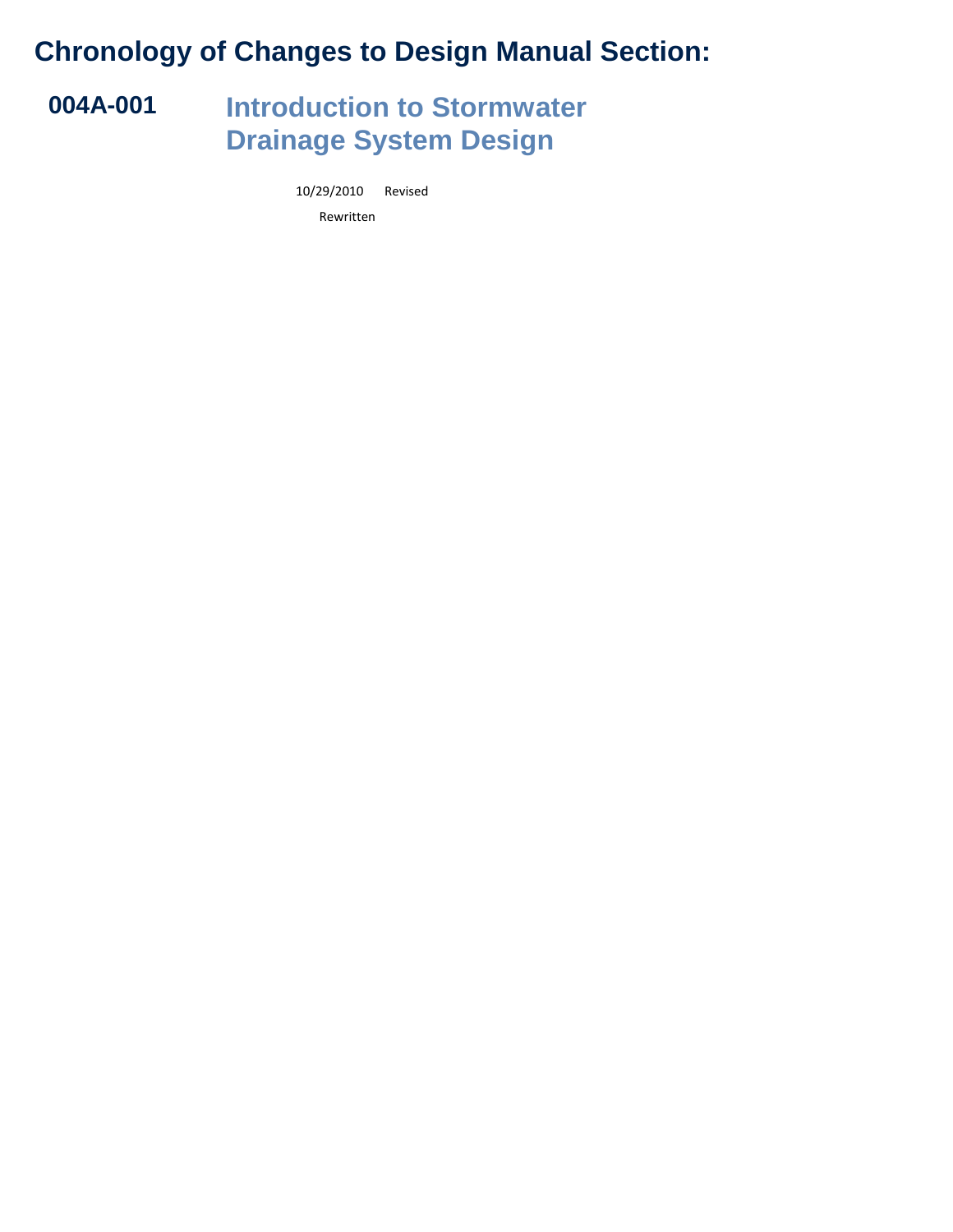# Chronology of Changes to Design Manual Section:

## 004A-001 Introduction to Stormwater Drainage System Design

10/29/2010 Revised

Rewritten